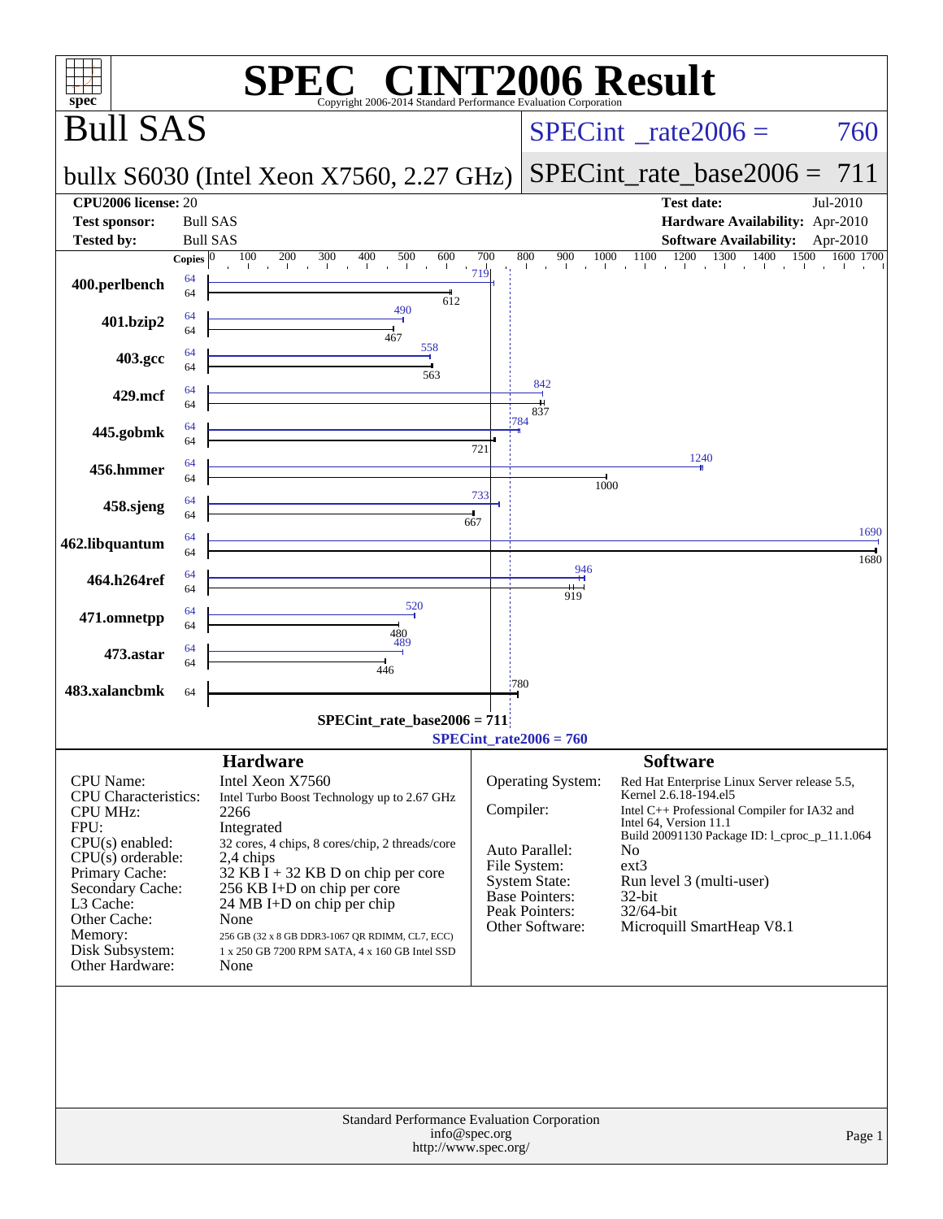# SPEC CINT2006 Result

Copyright 2006-2014 Standard Performance Evaluation Corporation

## Bull SAS

**bullx S6030 (Intel Xeon X7560, 2.27 GHz)**

SPECint_rate2006 = 760

SPECint_rate_base2006 = 711

| | | | |
|---|---|---|---|
| **CPU2006 license:** | 20 | **Test date:** | Jul-2010 |
| **Test sponsor:** | Bull SAS | **Hardware Availability:** | Apr-2010 |
| **Tested by:** | Bull SAS | **Software Availability:** | Apr-2010 |

| Benchmark | Copies (peak) | Peak | Copies (base) | Base |
|---|---|---|---|---|
| 400.perlbench | 64 | 719 | 64 | 612 |
| 401.bzip2 | 64 | 490 | 64 | 467 |
| 403.gcc | 64 | 558 | 64 | 563 |
| 429.mcf | 64 | 842 | 64 | 837 |
| 445.gobmk | 64 | 784 | 64 | 721 |
| 456.hmmer | 64 | 1240 | 64 | 1000 |
| 458.sjeng | 64 | 733 | 64 | 667 |
| 462.libquantum | 64 | 1690 | 64 | 1680 |
| 464.h264ref | 64 | 946 | 64 | 919 |
| 471.omnetpp | 64 | 520 | 64 | 480 |
| 473.astar | 64 | 489 | 64 | 446 |
| 483.xalancbmk | | | 64 | 780 |

SPECint_rate_base2006 = 711

SPECint_rate2006 = 760

### Hardware

| | |
|---|---|
| CPU Name: | Intel Xeon X7560 |
| CPU Characteristics: | Intel Turbo Boost Technology up to 2.67 GHz |
| CPU MHz: | 2266 |
| FPU: | Integrated |
| CPU(s) enabled: | 32 cores, 4 chips, 8 cores/chip, 2 threads/core |
| CPU(s) orderable: | 2,4 chips |
| Primary Cache: | 32 KB I + 32 KB D on chip per core |
| Secondary Cache: | 256 KB I+D on chip per core |
| L3 Cache: | 24 MB I+D on chip per chip |
| Other Cache: | None |
| Memory: | 256 GB (32 x 8 GB DDR3-1067 QR RDIMM, CL7, ECC) |
| Disk Subsystem: | 1 x 250 GB 7200 RPM SATA, 4 x 160 GB Intel SSD |
| Other Hardware: | None |

### Software

| | |
|---|---|
| Operating System: | Red Hat Enterprise Linux Server release 5.5, Kernel 2.6.18-194.el5 |
| Compiler: | Intel C++ Professional Compiler for IA32 and Intel 64, Version 11.1 Build 20091130 Package ID: l_cproc_p_11.1.064 |
| Auto Parallel: | No |
| File System: | ext3 |
| System State: | Run level 3 (multi-user) |
| Base Pointers: | 32-bit |
| Peak Pointers: | 32/64-bit |
| Other Software: | Microquill SmartHeap V8.1 |

Standard Performance Evaluation Corporation
info@spec.org
http://www.spec.org/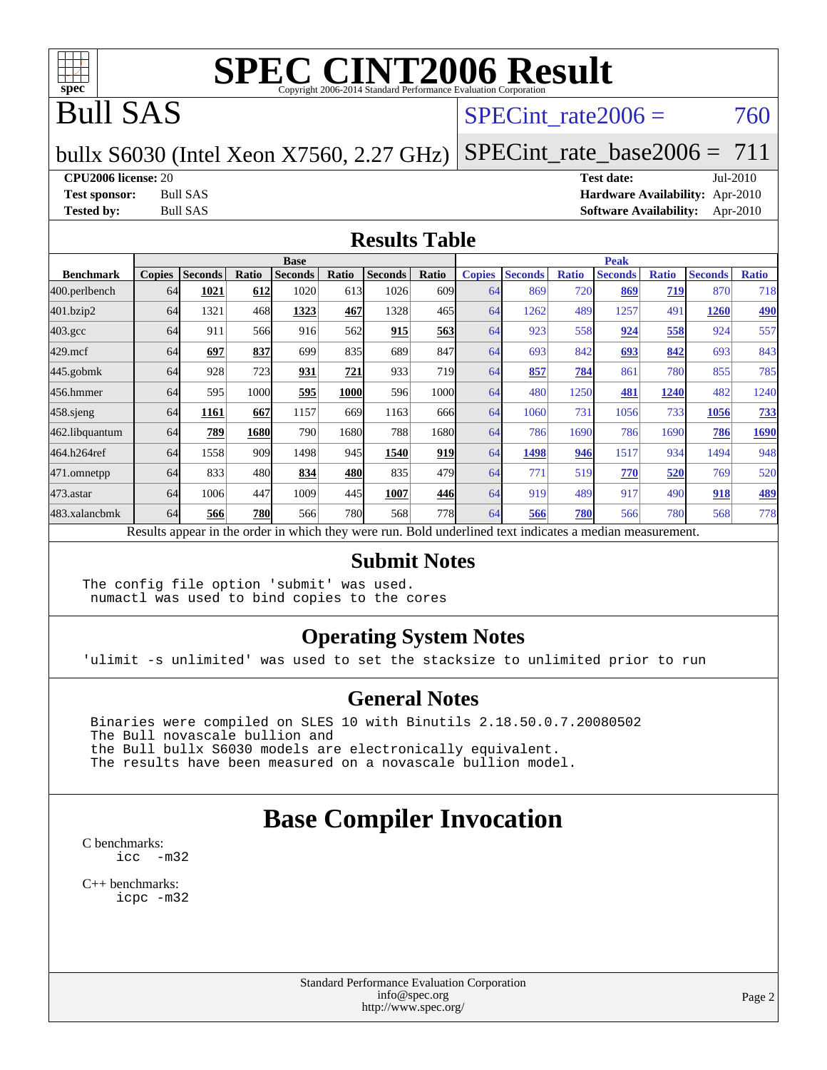# SPEC CINT2006 Result

Copyright 2006-2014 Standard Performance Evaluation Corporation

## Bull SAS

bullx S6030 (Intel Xeon X7560, 2.27 GHz)

SPECint_rate2006 = 760

SPECint_rate_base2006 = 711

**CPU2006 license:** 20
**Test sponsor:** Bull SAS
**Tested by:** Bull SAS

**Test date:** Jul-2010
**Hardware Availability:** Apr-2010
**Software Availability:** Apr-2010

## Results Table

| Benchmark | Base | | | | | | | Peak | | | | | | |
|---|---|---|---|---|---|---|---|---|---|---|---|---|---|---|
| | Copies | Seconds | Ratio | Seconds | Ratio | Seconds | Ratio | Copies | Seconds | Ratio | Seconds | Ratio | Seconds | Ratio |
| 400.perlbench | 64 | **1021** | **612** | 1020 | 613 | 1026 | 609 | 64 | 869 | 720 | **869** | **719** | 870 | 718 |
| 401.bzip2 | 64 | 1321 | 468 | **1323** | **467** | 1328 | 465 | 64 | 1262 | 489 | 1257 | 491 | **1260** | **490** |
| 403.gcc | 64 | 911 | 566 | 916 | 562 | **915** | **563** | 64 | 923 | 558 | **924** | **558** | 924 | 557 |
| 429.mcf | 64 | **697** | **837** | 699 | 835 | 689 | 847 | 64 | 693 | 842 | **693** | **842** | 693 | 843 |
| 445.gobmk | 64 | 928 | 723 | **931** | **721** | 933 | 719 | 64 | **857** | **784** | 861 | 780 | 855 | 785 |
| 456.hmmer | 64 | 595 | 1000 | **595** | **1000** | 596 | 1000 | 64 | 480 | 1250 | **481** | **1240** | 482 | 1240 |
| 458.sjeng | 64 | **1161** | **667** | 1157 | 669 | 1163 | 666 | 64 | 1060 | 731 | 1056 | 733 | **1056** | **733** |
| 462.libquantum | 64 | **789** | **1680** | 790 | 1680 | 788 | 1680 | 64 | 786 | 1690 | 786 | 1690 | **786** | **1690** |
| 464.h264ref | 64 | 1558 | 909 | 1498 | 945 | **1540** | **919** | 64 | **1498** | **946** | 1517 | 934 | 1494 | 948 |
| 471.omnetpp | 64 | 833 | 480 | **834** | **480** | 835 | 479 | 64 | 771 | 519 | **770** | **520** | 769 | 520 |
| 473.astar | 64 | 1006 | 447 | 1009 | 445 | **1007** | **446** | 64 | 919 | 489 | 917 | 490 | **918** | **489** |
| 483.xalancbmk | 64 | **566** | **780** | 566 | 780 | 568 | 778 | 64 | **566** | **780** | 566 | 780 | 568 | 778 |

Results appear in the order in which they were run. Bold underlined text indicates a median measurement.

## Submit Notes

```
The config file option 'submit' was used.
 numactl was used to bind copies to the cores
```

## Operating System Notes

```
'ulimit -s unlimited' was used to set the stacksize to unlimited prior to run
```

## General Notes

```
Binaries were compiled on SLES 10 with Binutils 2.18.50.0.7.20080502
The Bull novascale bullion and
the Bull bullx S6030 models are electronically equivalent.
The results have been measured on a novascale bullion model.
```

# Base Compiler Invocation

C benchmarks:
```
icc  -m32
```

C++ benchmarks:
```
icpc -m32
```

Standard Performance Evaluation Corporation
info@spec.org
http://www.spec.org/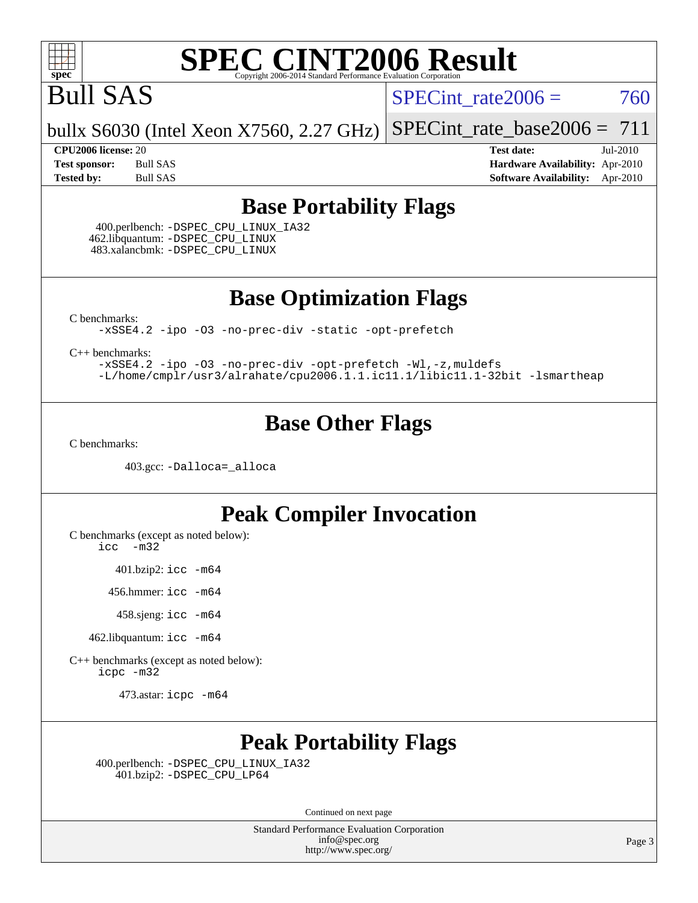# SPEC CINT2006 Result

Copyright 2006-2014 Standard Performance Evaluation Corporation

# Bull SAS

bullx S6030 (Intel Xeon X7560, 2.27 GHz)

SPECint_rate2006 = 760

SPECint_rate_base2006 = 711

**CPU2006 license:** 20
**Test sponsor:** Bull SAS
**Tested by:** Bull SAS

**Test date:** Jul-2010
**Hardware Availability:** Apr-2010
**Software Availability:** Apr-2010

## Base Portability Flags

400.perlbench: -DSPEC_CPU_LINUX_IA32
462.libquantum: -DSPEC_CPU_LINUX
483.xalancbmk: -DSPEC_CPU_LINUX

## Base Optimization Flags

C benchmarks:

```
-xSSE4.2 -ipo -O3 -no-prec-div -static -opt-prefetch
```

C++ benchmarks:

```
-xSSE4.2 -ipo -O3 -no-prec-div -opt-prefetch -Wl,-z,muldefs
-L/home/cmplr/usr3/alrahate/cpu2006.1.1.ic11.1/libic11.1-32bit -lsmartheap
```

## Base Other Flags

C benchmarks:

403.gcc: -Dalloca=_alloca

## Peak Compiler Invocation

C benchmarks (except as noted below):
icc -m32

401.bzip2: icc -m64

456.hmmer: icc -m64

458.sjeng: icc -m64

462.libquantum: icc -m64

C++ benchmarks (except as noted below):
icpc -m32

473.astar: icpc -m64

## Peak Portability Flags

400.perlbench: -DSPEC_CPU_LINUX_IA32
401.bzip2: -DSPEC_CPU_LP64

Continued on next page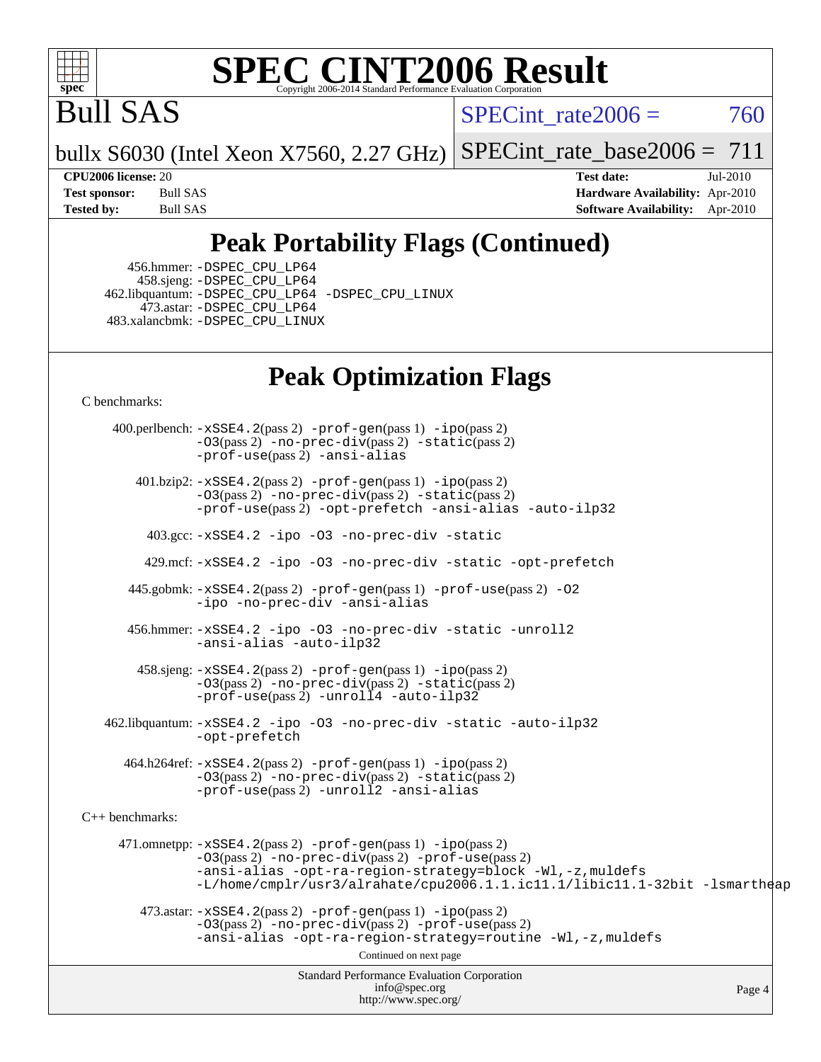# SPEC CINT2006 Result

Bull SAS

bullx S6030 (Intel Xeon X7560, 2.27 GHz)

SPECint_rate2006 = 760

SPECint_rate_base2006 = 711

**CPU2006 license:** 20
**Test sponsor:** Bull SAS
**Tested by:** Bull SAS

**Test date:** Jul-2010
**Hardware Availability:** Apr-2010
**Software Availability:** Apr-2010

## Peak Portability Flags (Continued)

456.hmmer: -DSPEC_CPU_LP64
458.sjeng: -DSPEC_CPU_LP64
462.libquantum: -DSPEC_CPU_LP64 -DSPEC_CPU_LINUX
473.astar: -DSPEC_CPU_LP64
483.xalancbmk: -DSPEC_CPU_LINUX

## Peak Optimization Flags

C benchmarks:

400.perlbench: -xSSE4.2(pass 2) -prof-gen(pass 1) -ipo(pass 2) -O3(pass 2) -no-prec-div(pass 2) -static(pass 2) -prof-use(pass 2) -ansi-alias

401.bzip2: -xSSE4.2(pass 2) -prof-gen(pass 1) -ipo(pass 2) -O3(pass 2) -no-prec-div(pass 2) -static(pass 2) -prof-use(pass 2) -opt-prefetch -ansi-alias -auto-ilp32

403.gcc: -xSSE4.2 -ipo -O3 -no-prec-div -static

429.mcf: -xSSE4.2 -ipo -O3 -no-prec-div -static -opt-prefetch

445.gobmk: -xSSE4.2(pass 2) -prof-gen(pass 1) -prof-use(pass 2) -O2 -ipo -no-prec-div -ansi-alias

456.hmmer: -xSSE4.2 -ipo -O3 -no-prec-div -static -unroll2 -ansi-alias -auto-ilp32

458.sjeng: -xSSE4.2(pass 2) -prof-gen(pass 1) -ipo(pass 2) -O3(pass 2) -no-prec-div(pass 2) -static(pass 2) -prof-use(pass 2) -unroll4 -auto-ilp32

462.libquantum: -xSSE4.2 -ipo -O3 -no-prec-div -static -auto-ilp32 -opt-prefetch

464.h264ref: -xSSE4.2(pass 2) -prof-gen(pass 1) -ipo(pass 2) -O3(pass 2) -no-prec-div(pass 2) -static(pass 2) -prof-use(pass 2) -unroll2 -ansi-alias

C++ benchmarks:

471.omnetpp: -xSSE4.2(pass 2) -prof-gen(pass 1) -ipo(pass 2) -O3(pass 2) -no-prec-div(pass 2) -prof-use(pass 2) -ansi-alias -opt-ra-region-strategy=block -Wl,-z,muldefs -L/home/cmplr/usr3/alrahate/cpu2006.1.1.ic11.1/libic11.1-32bit -lsmartheap

473.astar: -xSSE4.2(pass 2) -prof-gen(pass 1) -ipo(pass 2) -O3(pass 2) -no-prec-div(pass 2) -prof-use(pass 2) -ansi-alias -opt-ra-region-strategy=routine -Wl,-z,muldefs

Continued on next page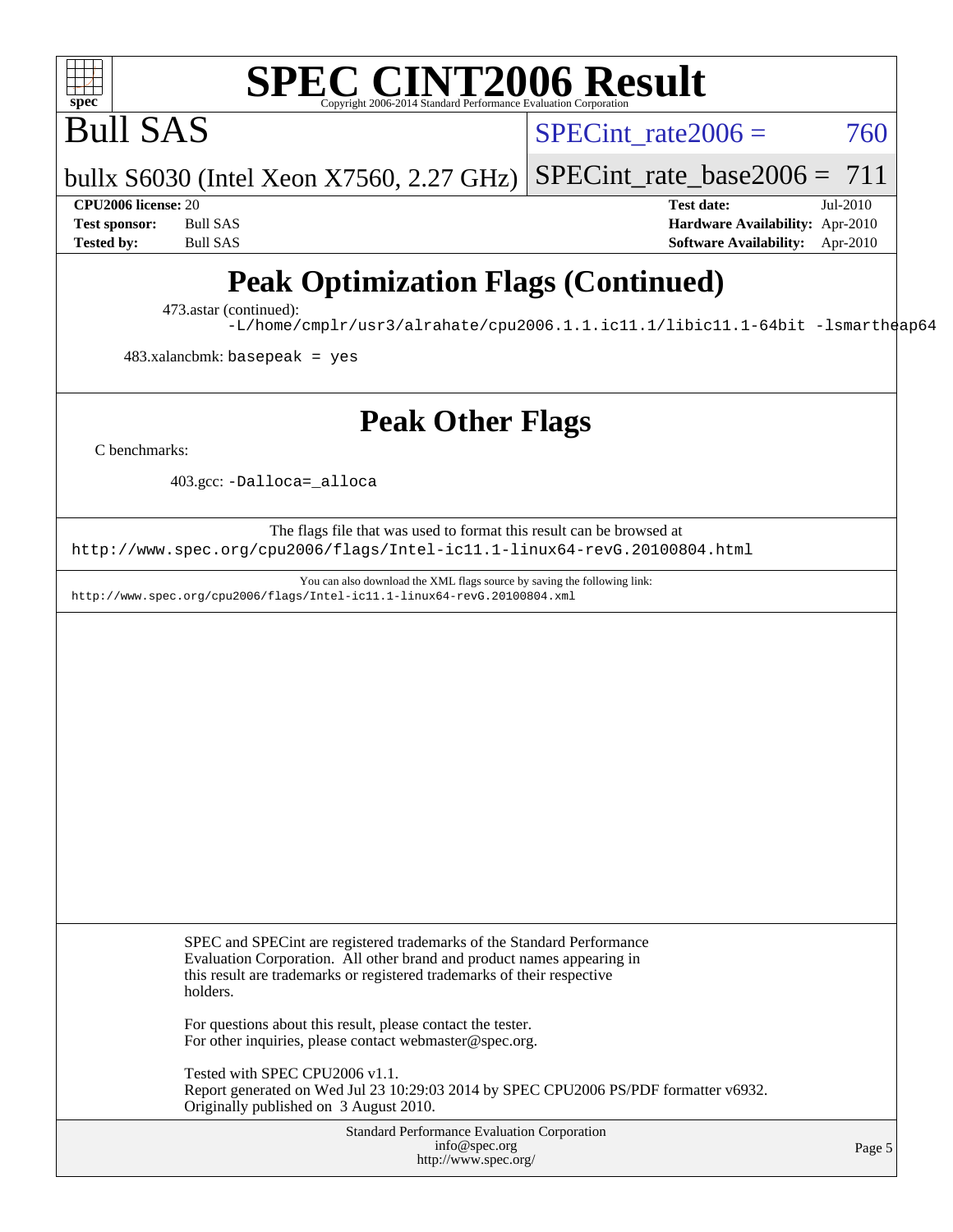# SPEC CINT2006 Result

Copyright 2006-2014 Standard Performance Evaluation Corporation

## Bull SAS

bullx S6030 (Intel Xeon X7560, 2.27 GHz)

SPECint_rate2006 = 760

SPECint_rate_base2006 = 711

**CPU2006 license:** 20
**Test sponsor:** Bull SAS
**Tested by:** Bull SAS

**Test date:** Jul-2010
**Hardware Availability:** Apr-2010
**Software Availability:** Apr-2010

## Peak Optimization Flags (Continued)

473.astar (continued):
`-L/home/cmplr/usr3/alrahate/cpu2006.1.1.ic11.1/libic11.1-64bit -lsmartheap64`

483.xalancbmk: `basepeak = yes`

## Peak Other Flags

C benchmarks:

403.gcc: `-Dalloca=_alloca`

The flags file that was used to format this result can be browsed at
`http://www.spec.org/cpu2006/flags/Intel-ic11.1-linux64-revG.20100804.html`

You can also download the XML flags source by saving the following link:
`http://www.spec.org/cpu2006/flags/Intel-ic11.1-linux64-revG.20100804.xml`

SPEC and SPECint are registered trademarks of the Standard Performance Evaluation Corporation. All other brand and product names appearing in this result are trademarks or registered trademarks of their respective holders.

For questions about this result, please contact the tester.
For other inquiries, please contact webmaster@spec.org.

Tested with SPEC CPU2006 v1.1.
Report generated on Wed Jul 23 10:29:03 2014 by SPEC CPU2006 PS/PDF formatter v6932.
Originally published on 3 August 2010.

Standard Performance Evaluation Corporation
info@spec.org
http://www.spec.org/